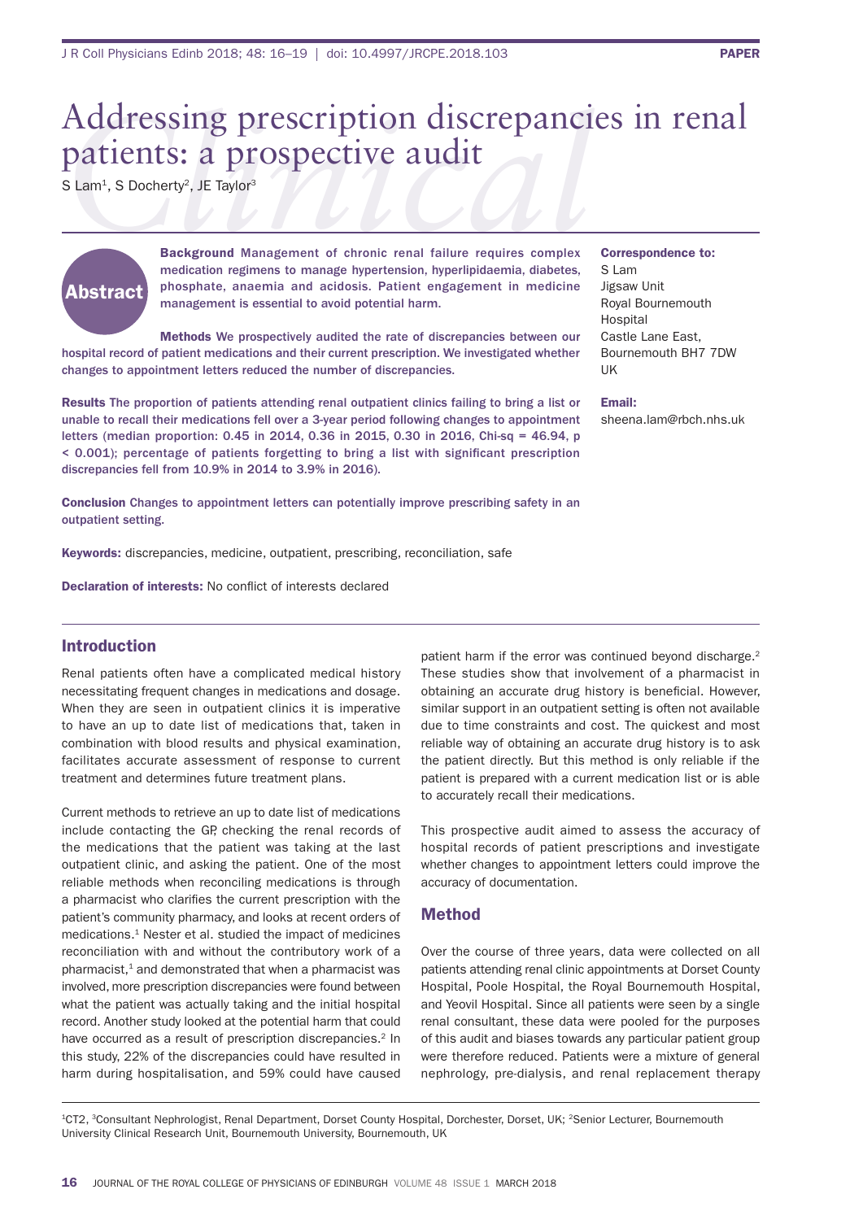# Addressing prescription discrepancies in renal patients: a prospective audit

S Lam[1], S Docherty[2], JE Taylor[3]

## Abstract

**Background** Management of chronic renal failure requires complex medication regimens to manage hypertension, hyperlipidaemia, diabetes, phosphate, anaemia and acidosis. Patient engagement in medicine management is essential to avoid potential harm.

**Methods** We prospectively audited the rate of discrepancies between our hospital record of patient medications and their current prescription. We investigated whether changes to appointment letters reduced the number of discrepancies.

**Results** The proportion of patients attending renal outpatient clinics failing to bring a list or unable to recall their medications fell over a 3-year period following changes to appointment letters (median proportion: 0.45 in 2014, 0.36 in 2015, 0.30 in 2016, Chi-sq = 46.94, $p < 0.001$); percentage of patients forgetting to bring a list with significant prescription discrepancies fell from 10.9% in 2014 to 3.9% in 2016).

**Conclusion** Changes to appointment letters can potentially improve prescribing safety in an outpatient setting.

**Keywords:** discrepancies, medicine, outpatient, prescribing, reconciliation, safe

**Declaration of interests:** No conflict of interests declared

**Correspondence to:**
S Lam
Jigsaw Unit
Royal Bournemouth Hospital
Castle Lane East,
Bournemouth BH7 7DW
UK

**Email:**
sheena.lam@rbch.nhs.uk

## Introduction

Renal patients often have a complicated medical history necessitating frequent changes in medications and dosage. When they are seen in outpatient clinics it is imperative to have an up to date list of medications that, taken in combination with blood results and physical examination, facilitates accurate assessment of response to current treatment and determines future treatment plans.

Current methods to retrieve an up to date list of medications include contacting the GP, checking the renal records of the medications that the patient was taking at the last outpatient clinic, and asking the patient. One of the most reliable methods when reconciling medications is through a pharmacist who clarifies the current prescription with the patient's community pharmacy, and looks at recent orders of medications.[1] Nester et al. studied the impact of medicines reconciliation with and without the contributory work of a pharmacist,[1] and demonstrated that when a pharmacist was involved, more prescription discrepancies were found between what the patient was actually taking and the initial hospital record. Another study looked at the potential harm that could have occurred as a result of prescription discrepancies.[2] In this study, 22% of the discrepancies could have resulted in harm during hospitalisation, and 59% could have caused patient harm if the error was continued beyond discharge.[2] These studies show that involvement of a pharmacist in obtaining an accurate drug history is beneficial. However, similar support in an outpatient setting is often not available due to time constraints and cost. The quickest and most reliable way of obtaining an accurate drug history is to ask the patient directly. But this method is only reliable if the patient is prepared with a current medication list or is able to accurately recall their medications.

This prospective audit aimed to assess the accuracy of hospital records of patient prescriptions and investigate whether changes to appointment letters could improve the accuracy of documentation.

## Method

Over the course of three years, data were collected on all patients attending renal clinic appointments at Dorset County Hospital, Poole Hospital, the Royal Bournemouth Hospital, and Yeovil Hospital. Since all patients were seen by a single renal consultant, these data were pooled for the purposes of this audit and biases towards any particular patient group were therefore reduced. Patients were a mixture of general nephrology, pre-dialysis, and renal replacement therapy

[1]CT2, [3]Consultant Nephrologist, Renal Department, Dorset County Hospital, Dorchester, Dorset, UK; [2]Senior Lecturer, Bournemouth University Clinical Research Unit, Bournemouth University, Bournemouth, UK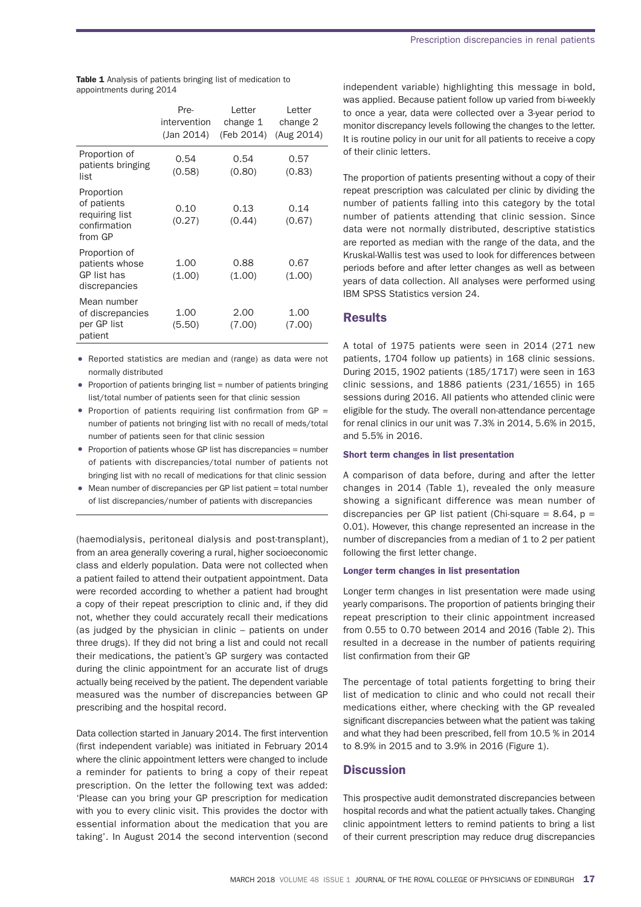**Table 1** Analysis of patients bringing list of medication to appointments during 2014

| | Pre-intervention (Jan 2014) | Letter change 1 (Feb 2014) | Letter change 2 (Aug 2014) |
|---|---|---|---|
| Proportion of patients bringing list | 0.54 (0.58) | 0.54 (0.80) | 0.57 (0.83) |
| Proportion of patients requiring list confirmation from GP | 0.10 (0.27) | 0.13 (0.44) | 0.14 (0.67) |
| Proportion of patients whose GP list has discrepancies | 1.00 (1.00) | 0.88 (1.00) | 0.67 (1.00) |
| Mean number of discrepancies per GP list patient | 1.00 (5.50) | 2.00 (7.00) | 1.00 (7.00) |

- Reported statistics are median and (range) as data were not normally distributed
- Proportion of patients bringing list = number of patients bringing list/total number of patients seen for that clinic session
- Proportion of patients requiring list confirmation from GP = number of patients not bringing list with no recall of meds/total number of patients seen for that clinic session
- Proportion of patients whose GP list has discrepancies = number of patients with discrepancies/total number of patients not bringing list with no recall of medications for that clinic session
- Mean number of discrepancies per GP list patient = total number of list discrepancies/number of patients with discrepancies

(haemodialysis, peritoneal dialysis and post-transplant), from an area generally covering a rural, higher socioeconomic class and elderly population. Data were not collected when a patient failed to attend their outpatient appointment. Data were recorded according to whether a patient had brought a copy of their repeat prescription to clinic and, if they did not, whether they could accurately recall their medications (as judged by the physician in clinic – patients on under three drugs). If they did not bring a list and could not recall their medications, the patient's GP surgery was contacted during the clinic appointment for an accurate list of drugs actually being received by the patient. The dependent variable measured was the number of discrepancies between GP prescribing and the hospital record.

Data collection started in January 2014. The first intervention (first independent variable) was initiated in February 2014 where the clinic appointment letters were changed to include a reminder for patients to bring a copy of their repeat prescription. On the letter the following text was added: 'Please can you bring your GP prescription for medication with you to every clinic visit. This provides the doctor with essential information about the medication that you are taking'. In August 2014 the second intervention (second independent variable) highlighting this message in bold, was applied. Because patient follow up varied from bi-weekly to once a year, data were collected over a 3-year period to monitor discrepancy levels following the changes to the letter. It is routine policy in our unit for all patients to receive a copy of their clinic letters.

The proportion of patients presenting without a copy of their repeat prescription was calculated per clinic by dividing the number of patients falling into this category by the total number of patients attending that clinic session. Since data were not normally distributed, descriptive statistics are reported as median with the range of the data, and the Kruskal-Wallis test was used to look for differences between periods before and after letter changes as well as between years of data collection. All analyses were performed using IBM SPSS Statistics version 24.

## Results

A total of 1975 patients were seen in 2014 (271 new patients, 1704 follow up patients) in 168 clinic sessions. During 2015, 1902 patients (185/1717) were seen in 163 clinic sessions, and 1886 patients (231/1655) in 165 sessions during 2016. All patients who attended clinic were eligible for the study. The overall non-attendance percentage for renal clinics in our unit was 7.3% in 2014, 5.6% in 2015, and 5.5% in 2016.

### Short term changes in list presentation

A comparison of data before, during and after the letter changes in 2014 (Table 1), revealed the only measure showing a significant difference was mean number of discrepancies per GP list patient (Chi-square = 8.64, $p$ = 0.01). However, this change represented an increase in the number of discrepancies from a median of 1 to 2 per patient following the first letter change.

### Longer term changes in list presentation

Longer term changes in list presentation were made using yearly comparisons. The proportion of patients bringing their repeat prescription to their clinic appointment increased from 0.55 to 0.70 between 2014 and 2016 (Table 2). This resulted in a decrease in the number of patients requiring list confirmation from their GP.

The percentage of total patients forgetting to bring their list of medication to clinic and who could not recall their medications either, where checking with the GP revealed significant discrepancies between what the patient was taking and what they had been prescribed, fell from 10.5 % in 2014 to 8.9% in 2015 and to 3.9% in 2016 (Figure 1).

## Discussion

This prospective audit demonstrated discrepancies between hospital records and what the patient actually takes. Changing clinic appointment letters to remind patients to bring a list of their current prescription may reduce drug discrepancies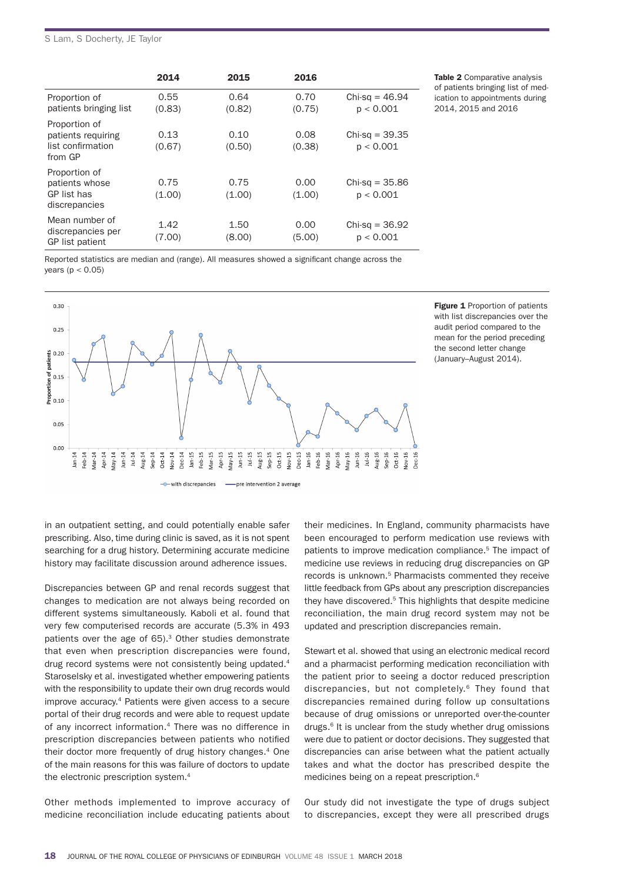Table 2 Comparative analysis of patients bringing list of medication to appointments during 2014, 2015 and 2016

| | 2014 | 2015 | 2016 | |
|---|---|---|---|---|
| Proportion of patients bringing list | 0.55 (0.83) | 0.64 (0.82) | 0.70 (0.75) | Chi-sq = 46.94 $p < 0.001$ |
| Proportion of patients requiring list confirmation from GP | 0.13 (0.67) | 0.10 (0.50) | 0.08 (0.38) | Chi-sq = 39.35 $p < 0.001$ |
| Proportion of patients whose GP list has discrepancies | 0.75 (1.00) | 0.75 (1.00) | 0.00 (1.00) | Chi-sq = 35.86 $p < 0.001$ |
| Mean number of discrepancies per GP list patient | 1.42 (7.00) | 1.50 (8.00) | 0.00 (5.00) | Chi-sq = 36.92 $p < 0.001$ |

Reported statistics are median and (range). All measures showed a significant change across the years ($p < 0.05$)

**Figure 1** Proportion of patients with list discrepancies over the audit period compared to the mean for the period preceding the second letter change (January–August 2014).

in an outpatient setting, and could potentially enable safer prescribing. Also, time during clinic is saved, as it is not spent searching for a drug history. Determining accurate medicine history may facilitate discussion around adherence issues.

Discrepancies between GP and renal records suggest that changes to medication are not always being recorded on different systems simultaneously. Kaboli et al. found that very few computerised records are accurate (5.3% in 493 patients over the age of 65).[3] Other studies demonstrate that even when prescription discrepancies were found, drug record systems were not consistently being updated.[4] Staroselsky et al. investigated whether empowering patients with the responsibility to update their own drug records would improve accuracy.[4] Patients were given access to a secure portal of their drug records and were able to request update of any incorrect information.[4] There was no difference in prescription discrepancies between patients who notified their doctor more frequently of drug history changes.[4] One of the main reasons for this was failure of doctors to update the electronic prescription system.[4]

Other methods implemented to improve accuracy of medicine reconciliation include educating patients about their medicines. In England, community pharmacists have been encouraged to perform medication use reviews with patients to improve medication compliance.[5] The impact of medicine use reviews in reducing drug discrepancies on GP records is unknown.[5] Pharmacists commented they receive little feedback from GPs about any prescription discrepancies they have discovered.[5] This highlights that despite medicine reconciliation, the main drug record system may not be updated and prescription discrepancies remain.

Stewart et al. showed that using an electronic medical record and a pharmacist performing medication reconciliation with the patient prior to seeing a doctor reduced prescription discrepancies, but not completely.[6] They found that discrepancies remained during follow up consultations because of drug omissions or unreported over-the-counter drugs.[6] It is unclear from the study whether drug omissions were due to patient or doctor decisions. They suggested that discrepancies can arise between what the patient actually takes and what the doctor has prescribed despite the medicines being on a repeat prescription.[6]

Our study did not investigate the type of drugs subject to discrepancies, except they were all prescribed drugs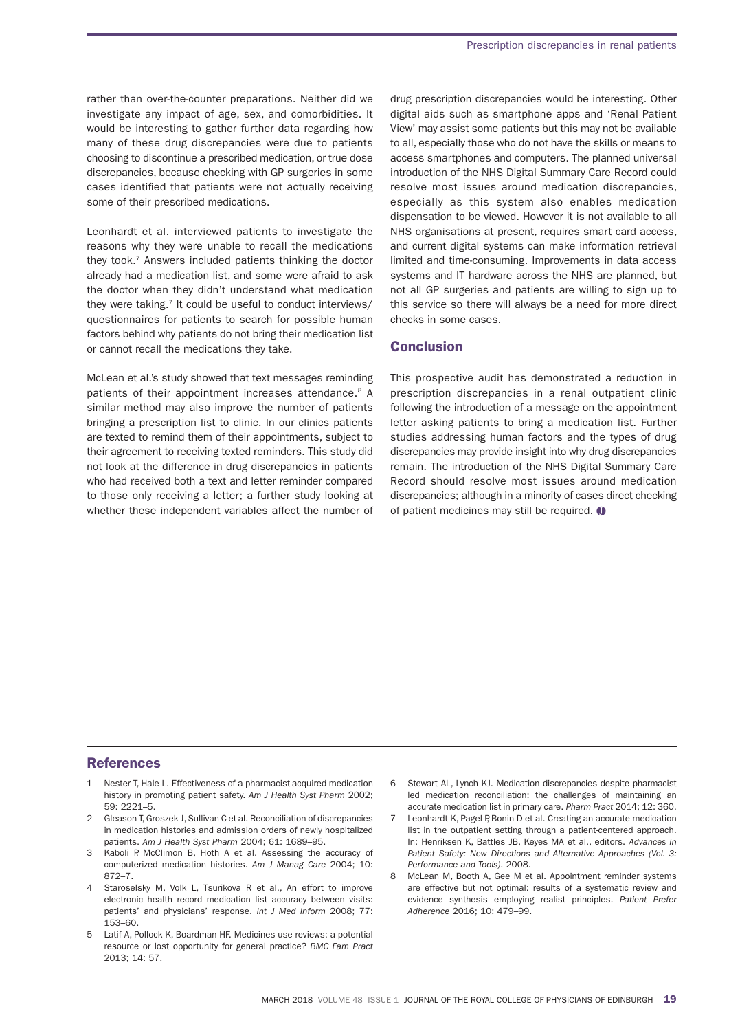rather than over-the-counter preparations. Neither did we investigate any impact of age, sex, and comorbidities. It would be interesting to gather further data regarding how many of these drug discrepancies were due to patients choosing to discontinue a prescribed medication, or true dose discrepancies, because checking with GP surgeries in some cases identified that patients were not actually receiving some of their prescribed medications.

Leonhardt et al. interviewed patients to investigate the reasons why they were unable to recall the medications they took.[7] Answers included patients thinking the doctor already had a medication list, and some were afraid to ask the doctor when they didn't understand what medication they were taking.[7] It could be useful to conduct interviews/questionnaires for patients to search for possible human factors behind why patients do not bring their medication list or cannot recall the medications they take.

McLean et al.'s study showed that text messages reminding patients of their appointment increases attendance.[8] A similar method may also improve the number of patients bringing a prescription list to clinic. In our clinics patients are texted to remind them of their appointments, subject to their agreement to receiving texted reminders. This study did not look at the difference in drug discrepancies in patients who had received both a text and letter reminder compared to those only receiving a letter; a further study looking at whether these independent variables affect the number of drug prescription discrepancies would be interesting. Other digital aids such as smartphone apps and 'Renal Patient View' may assist some patients but this may not be available to all, especially those who do not have the skills or means to access smartphones and computers. The planned universal introduction of the NHS Digital Summary Care Record could resolve most issues around medication discrepancies, especially as this system also enables medication dispensation to be viewed. However it is not available to all NHS organisations at present, requires smart card access, and current digital systems can make information retrieval limited and time-consuming. Improvements in data access systems and IT hardware across the NHS are planned, but not all GP surgeries and patients are willing to sign up to this service so there will always be a need for more direct checks in some cases.

## Conclusion

This prospective audit has demonstrated a reduction in prescription discrepancies in a renal outpatient clinic following the introduction of a message on the appointment letter asking patients to bring a medication list. Further studies addressing human factors and the types of drug discrepancies may provide insight into why drug discrepancies remain. The introduction of the NHS Digital Summary Care Record should resolve most issues around medication discrepancies; although in a minority of cases direct checking of patient medicines may still be required.

## References

1. Nester T, Hale L. Effectiveness of a pharmacist-acquired medication history in promoting patient safety. *Am J Health Syst Pharm* 2002; 59: 2221–5.
2. Gleason T, Groszek J, Sullivan C et al. Reconciliation of discrepancies in medication histories and admission orders of newly hospitalized patients. *Am J Health Syst Pharm* 2004; 61: 1689–95.
3. Kaboli P, McClimon B, Hoth A et al. Assessing the accuracy of computerized medication histories. *Am J Manag Care* 2004; 10: 872–7.
4. Staroselsky M, Volk L, Tsurikova R et al., An effort to improve electronic health record medication list accuracy between visits: patients' and physicians' response. *Int J Med Inform* 2008; 77: 153–60.
5. Latif A, Pollock K, Boardman HF. Medicines use reviews: a potential resource or lost opportunity for general practice? *BMC Fam Pract* 2013; 14: 57.
6. Stewart AL, Lynch KJ. Medication discrepancies despite pharmacist led medication reconciliation: the challenges of maintaining an accurate medication list in primary care. *Pharm Pract* 2014; 12: 360.
7. Leonhardt K, Pagel P, Bonin D et al. Creating an accurate medication list in the outpatient setting through a patient-centered approach. In: Henriksen K, Battles JB, Keyes MA et al., editors. *Advances in Patient Safety: New Directions and Alternative Approaches (Vol. 3: Performance and Tools)*. 2008.
8. McLean M, Booth A, Gee M et al. Appointment reminder systems are effective but not optimal: results of a systematic review and evidence synthesis employing realist principles. *Patient Prefer Adherence* 2016; 10: 479–99.